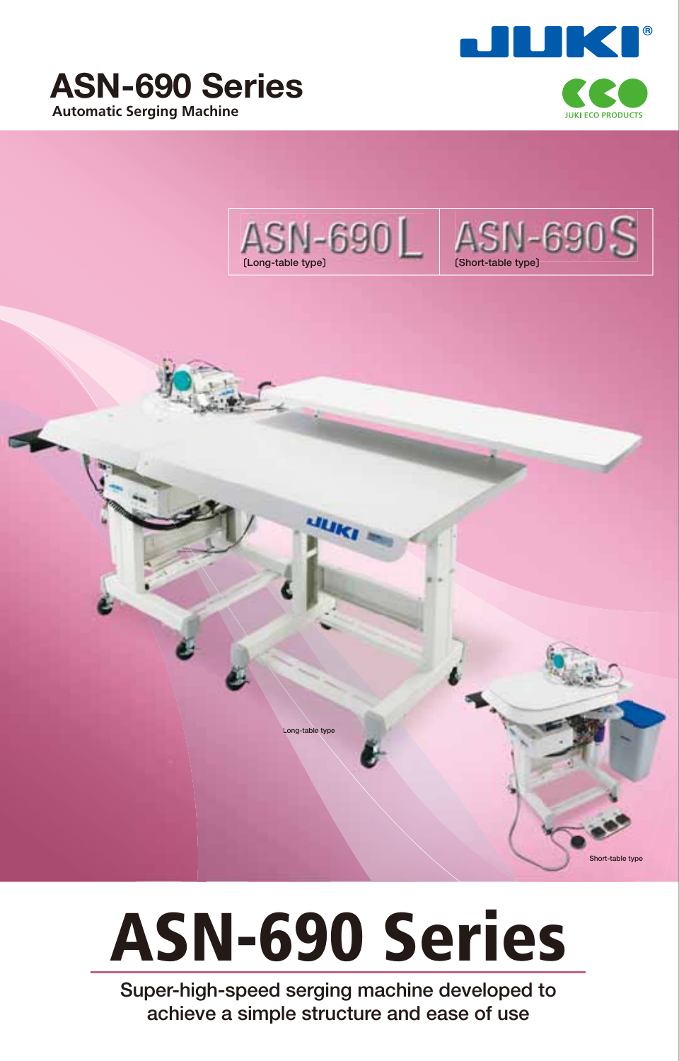# ASN-690 Series

**Automatic Serging Machine**

JUKI

JUKI ECO PRODUCTS

ASN-690L [Long-table type]

ASN-690S [Short-table type]

Long-table type

Short-table type

# ASN-690 Series

Super-high-speed serging machine developed to achieve a simple structure and ease of use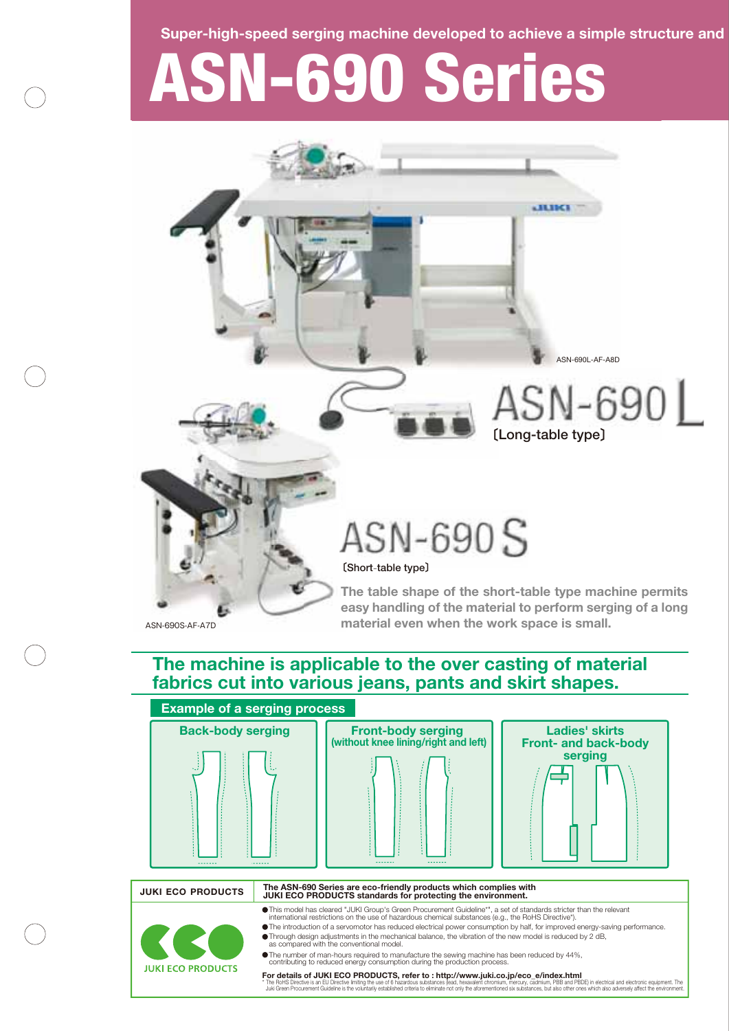Super-high-speed serging machine developed to achieve a simple structure and

# ASN-690 Series

ASN-690L-AF-A8D

## ASN-690L

〔Long-table type〕

## ASN-690S

〔Short-table type〕

**The table shape of the short-table type machine permits easy handling of the material to perform serging of a long material even when the work space is small.**

ASN-690S-AF-A7D

## The machine is applicable to the over casting of material fabrics cut into various jeans, pants and skirt shapes.

**Example of a serging process**

- **Back-body serging**
- **Front-body serging (without knee lining/right and left)**
- **Ladies' skirts Front- and back-body serging**

**JUKI ECO PRODUCTS**

**The ASN-690 Series are eco-friendly products which complies with JUKI ECO PRODUCTS standards for protecting the environment.**

JUKI ECO PRODUCTS

- This model has cleared "JUKI Group's Green Procurement Guideline"*, a set of standards stricter than the relevant international restrictions on the use of hazardous chemical substances (e.g., the RoHS Directive*).
- The introduction of a servomotor has reduced electrical power consumption by half, for improved energy-saving performance.
- Through design adjustments in the mechanical balance, the vibration of the new model is reduced by 2 dB, as compared with the conventional model.
- The number of man-hours required to manufacture the sewing machine has been reduced by 44%, contributing to reduced energy consumption during the production process.

**For details of JUKI ECO PRODUCTS, refer to : http://www.juki.co.jp/eco_e/index.html**

* The RoHS Directive is an EU Directive limiting the use of 6 hazardous substances (lead, hexavalent chromium, mercury, cadmium, PBB and PBDE) in electrical and electronic equipment. The Juki Green Procurement Guideline is the voluntarily established criteria to eliminate not only the aforementioned six substances, but also other ones which also adversely affect the environment.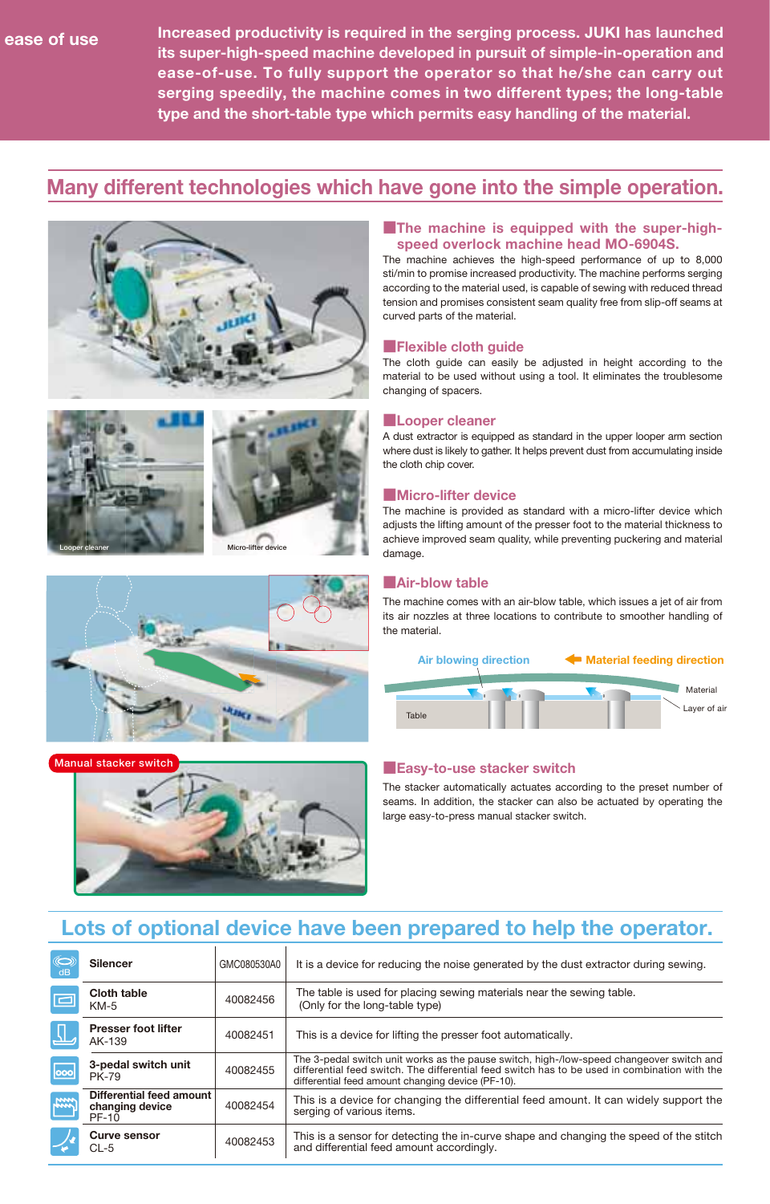ease of use

**Increased productivity is required in the serging process. JUKI has launched its super-high-speed machine developed in pursuit of simple-in-operation and ease-of-use. To fully support the operator so that he/she can carry out serging speedily, the machine comes in two different types; the long-table type and the short-table type which permits easy handling of the material.**

## Many different technologies which have gone into the simple operation.

### ■The machine is equipped with the super-high-speed overlock machine head MO-6904S.

The machine achieves the high-speed performance of up to 8,000 sti/min to promise increased productivity. The machine performs serging according to the material used, is capable of sewing with reduced thread tension and promises consistent seam quality free from slip-off seams at curved parts of the material.

### ■Flexible cloth guide

The cloth guide can easily be adjusted in height according to the material to be used without using a tool. It eliminates the troublesome changing of spacers.

### ■Looper cleaner

A dust extractor is equipped as standard in the upper looper arm section where dust is likely to gather. It helps prevent dust from accumulating inside the cloth chip cover.

Looper cleaner

### ■Micro-lifter device

The machine is provided as standard with a micro-lifter device which adjusts the lifting amount of the presser foot to the material thickness to achieve improved seam quality, while preventing puckering and material damage.

Micro-lifter device

### ■Air-blow table

The machine comes with an air-blow table, which issues a jet of air from its air nozzles at three locations to contribute to smoother handling of the material.

Air blowing direction — Material feeding direction — Material — Layer of air — Table

### ■Easy-to-use stacker switch

The stacker automatically actuates according to the preset number of seams. In addition, the stacker can also be actuated by operating the large easy-to-press manual stacker switch.

Manual stacker switch

## Lots of optional device have been prepared to help the operator.

| Device | Part No. | Description |
|---|---|---|
| **Silencer** | GMC080530A0 | It is a device for reducing the noise generated by the dust extractor during sewing. |
| **Cloth table** KM-5 | 40082456 | The table is used for placing sewing materials near the sewing table. (Only for the long-table type) |
| **Presser foot lifter** AK-139 | 40082451 | This is a device for lifting the presser foot automatically. |
| **3-pedal switch unit** PK-79 | 40082455 | The 3-pedal switch unit works as the pause switch, high-/low-speed changeover switch and differential feed switch. The differential feed switch has to be used in combination with the differential feed amount changing device (PF-10). |
| **Differential feed amount changing device** PF-10 | 40082454 | This is a device for changing the differential feed amount. It can widely support the serging of various items. |
| **Curve sensor** CL-5 | 40082453 | This is a sensor for detecting the in-curve shape and changing the speed of the stitch and differential feed amount accordingly. |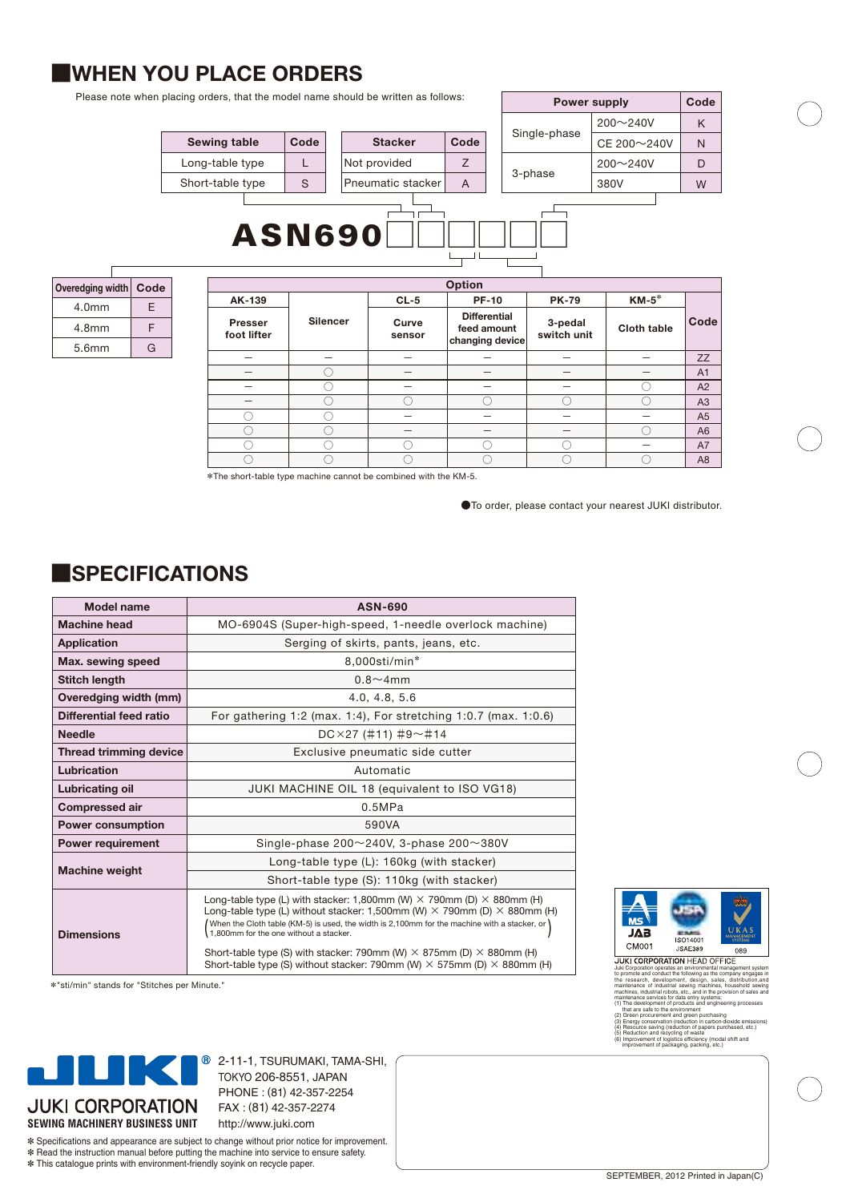## WHEN YOU PLACE ORDERS

Please note when placing orders, that the model name should be written as follows:

**ASN690□□□□□□**

| Sewing table | Code |
|---|---|
| Long-table type | L |
| Short-table type | S |

| Stacker | Code |
|---|---|
| Not provided | Z |
| Pneumatic stacker | A |

| Power supply | | Code |
|---|---|---|
| Single-phase | 200〜240V | K |
| | CE 200〜240V | N |
| 3-phase | 200〜240V | D |
| | 380V | W |

| Overedging width | Code |
|---|---|
| 4.0mm | E |
| 4.8mm | F |
| 5.6mm | G |

| Option | | | | | | |
|---|---|---|---|---|---|---|
| AK-139 | | CL-5 | PF-10 | PK-79 | KM-5* | |
| Presser foot lifter | Silencer | Curve sensor | Differential feed amount changing device | 3-pedal switch unit | Cloth table | Code |
| – | – | – | – | – | – | ZZ |
| – | ○ | – | – | – | – | A1 |
| – | ○ | – | – | – | ○ | A2 |
| – | ○ | ○ | ○ | ○ | ○ | A3 |
| ○ | ○ | – | – | – | – | A5 |
| ○ | ○ | – | – | – | ○ | A6 |
| ○ | ○ | ○ | ○ | ○ | – | A7 |
| ○ | ○ | ○ | ○ | ○ | ○ | A8 |

*The short-table type machine cannot be combined with the KM-5.

●To order, please contact your nearest JUKI distributor.

## SPECIFICATIONS

| Model name | ASN-690 |
|---|---|
| Machine head | MO-6904S (Super-high-speed, 1-needle overlock machine) |
| Application | Serging of skirts, pants, jeans, etc. |
| Max. sewing speed | 8,000sti/min* |
| Stitch length | 0.8〜4mm |
| Overedging width (mm) | 4.0, 4.8, 5.6 |
| Differential feed ratio | For gathering 1:2 (max. 1:4), For stretching 1:0.7 (max. 1:0.6) |
| Needle | DC×27 (#11) #9〜#14 |
| Thread trimming device | Exclusive pneumatic side cutter |
| Lubrication | Automatic |
| Lubricating oil | JUKI MACHINE OIL 18 (equivalent to ISO VG18) |
| Compressed air | 0.5MPa |
| Power consumption | 590VA |
| Power requirement | Single-phase 200〜240V, 3-phase 200〜380V |
| Machine weight | Long-table type (L): 160kg (with stacker) |
| | Short-table type (S): 110kg (with stacker) |
| Dimensions | Long-table type (L) with stacker: 1,800mm (W) × 790mm (D) × 880mm (H)<br>Long-table type (L) without stacker: 1,500mm (W) × 790mm (D) × 880mm (H)<br>(When the Cloth table (KM-5) is used, the width is 2,100mm for the machine with a stacker, or 1,800mm for the one without a stacker.)<br><br>Short-table type (S) with stacker: 790mm (W) × 875mm (D) × 880mm (H)<br>Short-table type (S) without stacker: 790mm (W) × 575mm (D) × 880mm (H) |

*"sti/min" stands for "Stitches per Minute."

MS JAB CM001 ISO14001 JSAE389 UKAS MANAGEMENT SYSTEMS 089

JUKI CORPORATION HEAD OFFICE
Juki Corporation operates an environmental management system to promote and conduct the following as the company engages in the research, development, design, sales, distribution,and maintenance of industrial sewing machines, household sewing machines, industrial robots, etc., and in the provision of sales and maintenance services for data entry systems:
(1) The development of products and engineering processes that are safe to the environment
(2) Green procurement and green purchasing
(3) Energy conservation (reduction in carbon-dioxide emissions)
(4) Resource saving (reduction of papers purchased, etc.)
(5) Reduction and recycling of waste
(6) Improvement of logistics efficiency (modal shift and improvement of packaging, packing, etc.)

JUKI®
JUKI CORPORATION
SEWING MACHINERY BUSINESS UNIT

2-11-1, TSURUMAKI, TAMA-SHI,
TOKYO 206-8551, JAPAN
PHONE : (81) 42-357-2254
FAX : (81) 42-357-2274
http://www.juki.com

* Specifications and appearance are subject to change without prior notice for improvement.
* Read the instruction manual before putting the machine into service to ensure safety.
* This catalogue prints with environment-friendly soyink on recycle paper.

SEPTEMBER, 2012 Printed in Japan(C)